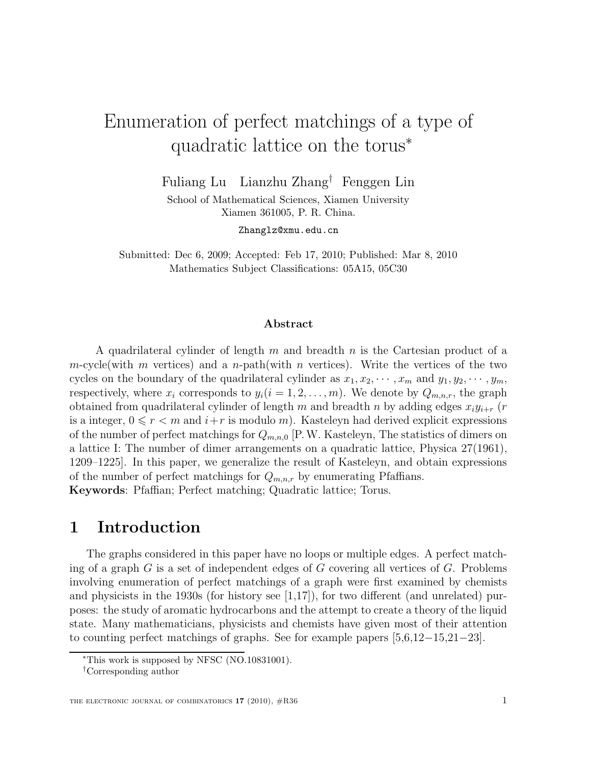# Enumeration of perfect matchings of a type of quadratic lattice on the torus*

Fuliang Lu Lianzhu Zhang† Fenggen Lin

School of Mathematical Sciences, Xiamen University
Xiamen 361005, P. R. China.

Zhanglz@xmu.edu.cn

Submitted: Dec 6, 2009; Accepted: Feb 17, 2010; Published: Mar 8, 2010
Mathematics Subject Classifications: 05A15, 05C30

### Abstract

A quadrilateral cylinder of length $m$ and breadth $n$ is the Cartesian product of a $m$-cycle(with $m$ vertices) and a $n$-path(with $n$ vertices). Write the vertices of the two cycles on the boundary of the quadrilateral cylinder as $x_1, x_2, \cdots, x_m$ and $y_1, y_2, \cdots, y_m$, respectively, where $x_i$ corresponds to $y_i (i = 1, 2, \ldots, m)$. We denote by $Q_{m,n,r}$, the graph obtained from quadrilateral cylinder of length $m$ and breadth $n$ by adding edges $x_i y_{i+r}$ ($r$ is a integer, $0 \leqslant r < m$ and $i+r$ is modulo $m$). Kasteleyn had derived explicit expressions of the number of perfect matchings for $Q_{m,n,0}$ [P. W. Kasteleyn, The statistics of dimers on a lattice I: The number of dimer arrangements on a quadratic lattice, Physica 27(1961), 1209–1225]. In this paper, we generalize the result of Kasteleyn, and obtain expressions of the number of perfect matchings for $Q_{m,n,r}$ by enumerating Pfaffians.

**Keywords**: Pfaffian; Perfect matching; Quadratic lattice; Torus.

## 1 Introduction

The graphs considered in this paper have no loops or multiple edges. A perfect matching of a graph $G$ is a set of independent edges of $G$ covering all vertices of $G$. Problems involving enumeration of perfect matchings of a graph were first examined by chemists and physicists in the 1930s (for history see [1,17]), for two different (and unrelated) purposes: the study of aromatic hydrocarbons and the attempt to create a theory of the liquid state. Many mathematicians, physicists and chemists have given most of their attention to counting perfect matchings of graphs. See for example papers [5,6,12−15,21−23].

*This work is supposed by NFSC (NO.10831001).

†Corresponding author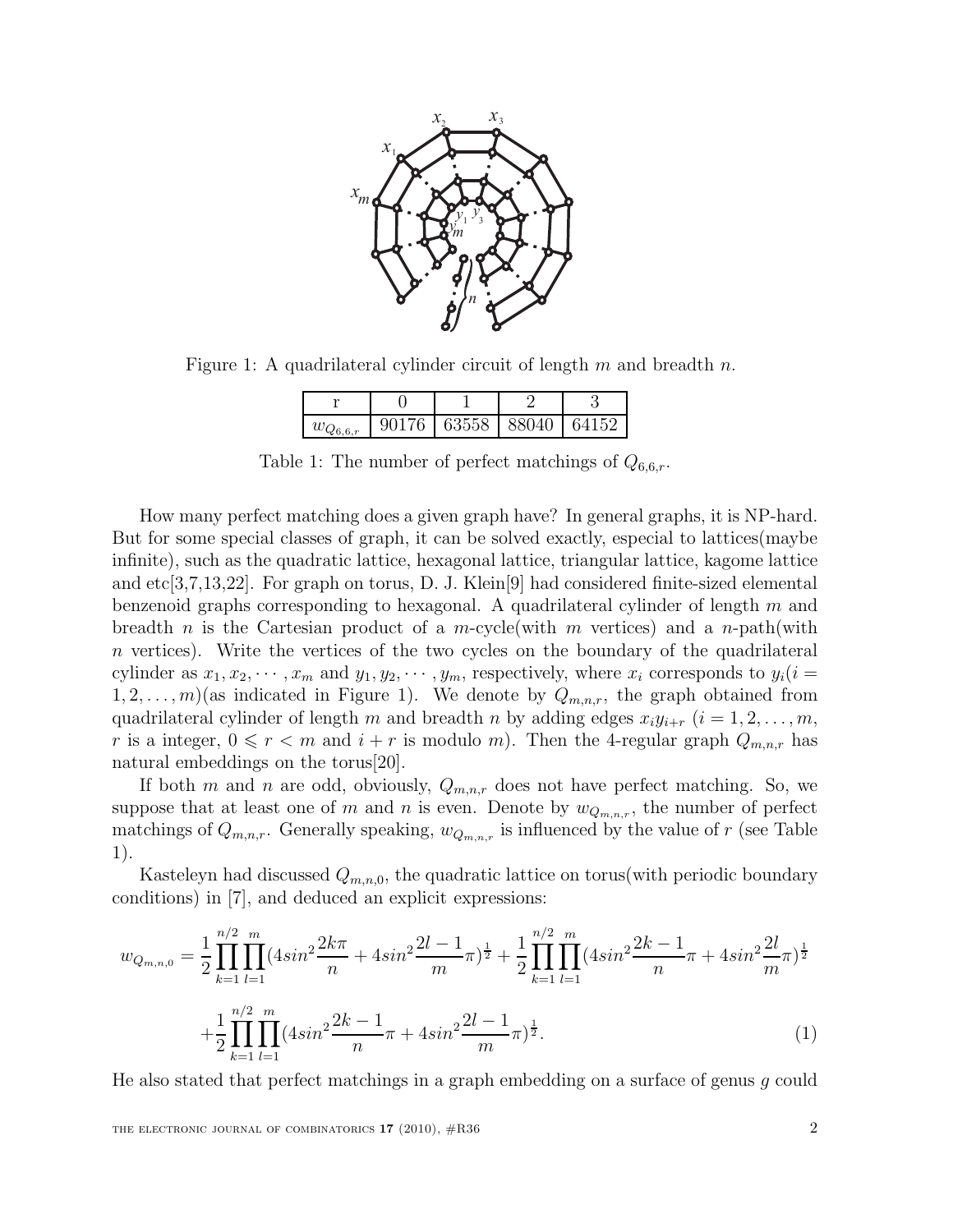Figure 1: A quadrilateral cylinder circuit of length $m$ and breadth $n$.

| r | 0 | 1 | 2 | 3 |
|---|---|---|---|---|
| $w_{Q_{6,6,r}}$ | 90176 | 63558 | 88040 | 64152 |

Table 1: The number of perfect matchings of $Q_{6,6,r}$.

How many perfect matching does a given graph have? In general graphs, it is NP-hard. But for some special classes of graph, it can be solved exactly, especial to lattices(maybe infinite), such as the quadratic lattice, hexagonal lattice, triangular lattice, kagome lattice and etc[3,7,13,22]. For graph on torus, D. J. Klein[9] had considered finite-sized elemental benzenoid graphs corresponding to hexagonal. A quadrilateral cylinder of length $m$ and breadth $n$ is the Cartesian product of a $m$-cycle(with $m$ vertices) and a $n$-path(with $n$ vertices). Write the vertices of the two cycles on the boundary of the quadrilateral cylinder as $x_1, x_2, \cdots, x_m$ and $y_1, y_2, \cdots, y_m$, respectively, where $x_i$ corresponds to $y_i (i = 1, 2, \ldots, m)$(as indicated in Figure 1). We denote by $Q_{m,n,r}$, the graph obtained from quadrilateral cylinder of length $m$ and breadth $n$ by adding edges $x_i y_{i+r}$ $(i = 1, 2, \ldots, m$, $r$ is a integer, $0 \leqslant r < m$ and $i + r$ is modulo $m$). Then the 4-regular graph $Q_{m,n,r}$ has natural embeddings on the torus[20].

If both $m$ and $n$ are odd, obviously, $Q_{m,n,r}$ does not have perfect matching. So, we suppose that at least one of $m$ and $n$ is even. Denote by $w_{Q_{m,n,r}}$, the number of perfect matchings of $Q_{m,n,r}$. Generally speaking, $w_{Q_{m,n,r}}$ is influenced by the value of $r$ (see Table 1).

Kasteleyn had discussed $Q_{m,n,0}$, the quadratic lattice on torus(with periodic boundary conditions) in [7], and deduced an explicit expressions:

$$
\begin{aligned}
w_{Q_{m,n,0}} = {} & \frac{1}{2}\prod_{k=1}^{n/2}\prod_{l=1}^{m}(4sin^2\frac{2k\pi}{n} + 4sin^2\frac{2l-1}{m}\pi)^{\frac{1}{2}} + \frac{1}{2}\prod_{k=1}^{n/2}\prod_{l=1}^{m}(4sin^2\frac{2k-1}{n}\pi + 4sin^2\frac{2l}{m}\pi)^{\frac{1}{2}} \\
& + \frac{1}{2}\prod_{k=1}^{n/2}\prod_{l=1}^{m}(4sin^2\frac{2k-1}{n}\pi + 4sin^2\frac{2l-1}{m}\pi)^{\frac{1}{2}}. \qquad (1)
\end{aligned}
$$

He also stated that perfect matchings in a graph embedding on a surface of genus $g$ could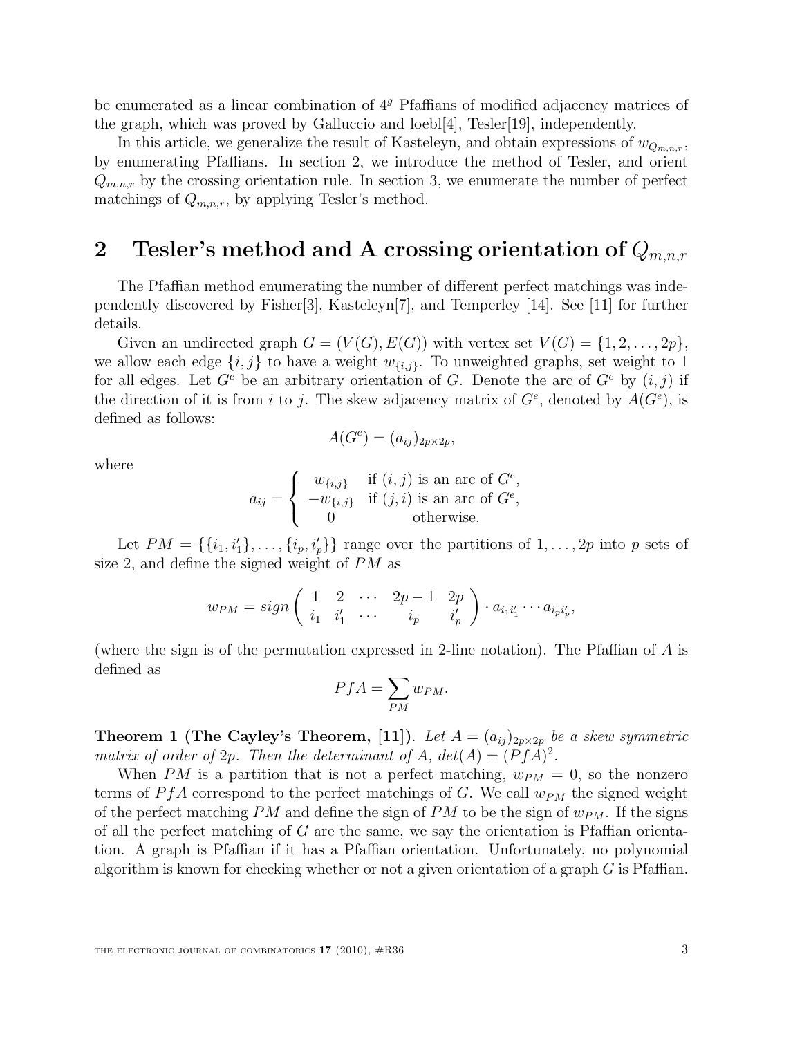be enumerated as a linear combination of $4^g$ Pfaffians of modified adjacency matrices of the graph, which was proved by Galluccio and loebl[4], Tesler[19], independently.

In this article, we generalize the result of Kasteleyn, and obtain expressions of $w_{Q_{m,n,r}}$, by enumerating Pfaffians. In section 2, we introduce the method of Tesler, and orient $Q_{m,n,r}$ by the crossing orientation rule. In section 3, we enumerate the number of perfect matchings of $Q_{m,n,r}$, by applying Tesler's method.

## 2 Tesler's method and A crossing orientation of $Q_{m,n,r}$

The Pfaffian method enumerating the number of different perfect matchings was independently discovered by Fisher[3], Kasteleyn[7], and Temperley [14]. See [11] for further details.

Given an undirected graph $G = (V(G), E(G))$ with vertex set $V(G) = \{1, 2, \ldots, 2p\}$, we allow each edge $\{i, j\}$ to have a weight $w_{\{i,j\}}$. To unweighted graphs, set weight to 1 for all edges. Let $G^e$ be an arbitrary orientation of $G$. Denote the arc of $G^e$ by $(i, j)$ if the direction of it is from $i$ to $j$. The skew adjacency matrix of $G^e$, denoted by $A(G^e)$, is defined as follows:

$$A(G^e) = (a_{ij})_{2p \times 2p},$$

where

$$a_{ij} = \begin{cases} w_{\{i,j\}} & \text{if } (i,j) \text{ is an arc of } G^e, \\ -w_{\{i,j\}} & \text{if } (j,i) \text{ is an arc of } G^e, \\ 0 & \text{otherwise.} \end{cases}$$

Let $PM = \{\{i_1, i'_1\}, \ldots, \{i_p, i'_p\}\}$ range over the partitions of $1, \ldots, 2p$ into $p$ sets of size 2, and define the signed weight of $PM$ as

$$w_{PM} = sign \begin{pmatrix} 1 & 2 & \cdots & 2p-1 & 2p \\ i_1 & i'_1 & \cdots & i_p & i'_p \end{pmatrix} \cdot a_{i_1 i'_1} \cdots a_{i_p i'_p},$$

(where the sign is of the permutation expressed in 2-line notation). The Pfaffian of $A$ is defined as

$$PfA = \sum_{PM} w_{PM}.$$

**Theorem 1 (The Cayley's Theorem, [11]).** *Let $A = (a_{ij})_{2p \times 2p}$ be a skew symmetric matrix of order of $2p$. Then the determinant of $A$, $det(A) = (PfA)^2$.*

When $PM$ is a partition that is not a perfect matching, $w_{PM} = 0$, so the nonzero terms of $PfA$ correspond to the perfect matchings of $G$. We call $w_{PM}$ the signed weight of the perfect matching $PM$ and define the sign of $PM$ to be the sign of $w_{PM}$. If the signs of all the perfect matching of $G$ are the same, we say the orientation is Pfaffian orientation. A graph is Pfaffian if it has a Pfaffian orientation. Unfortunately, no polynomial algorithm is known for checking whether or not a given orientation of a graph $G$ is Pfaffian.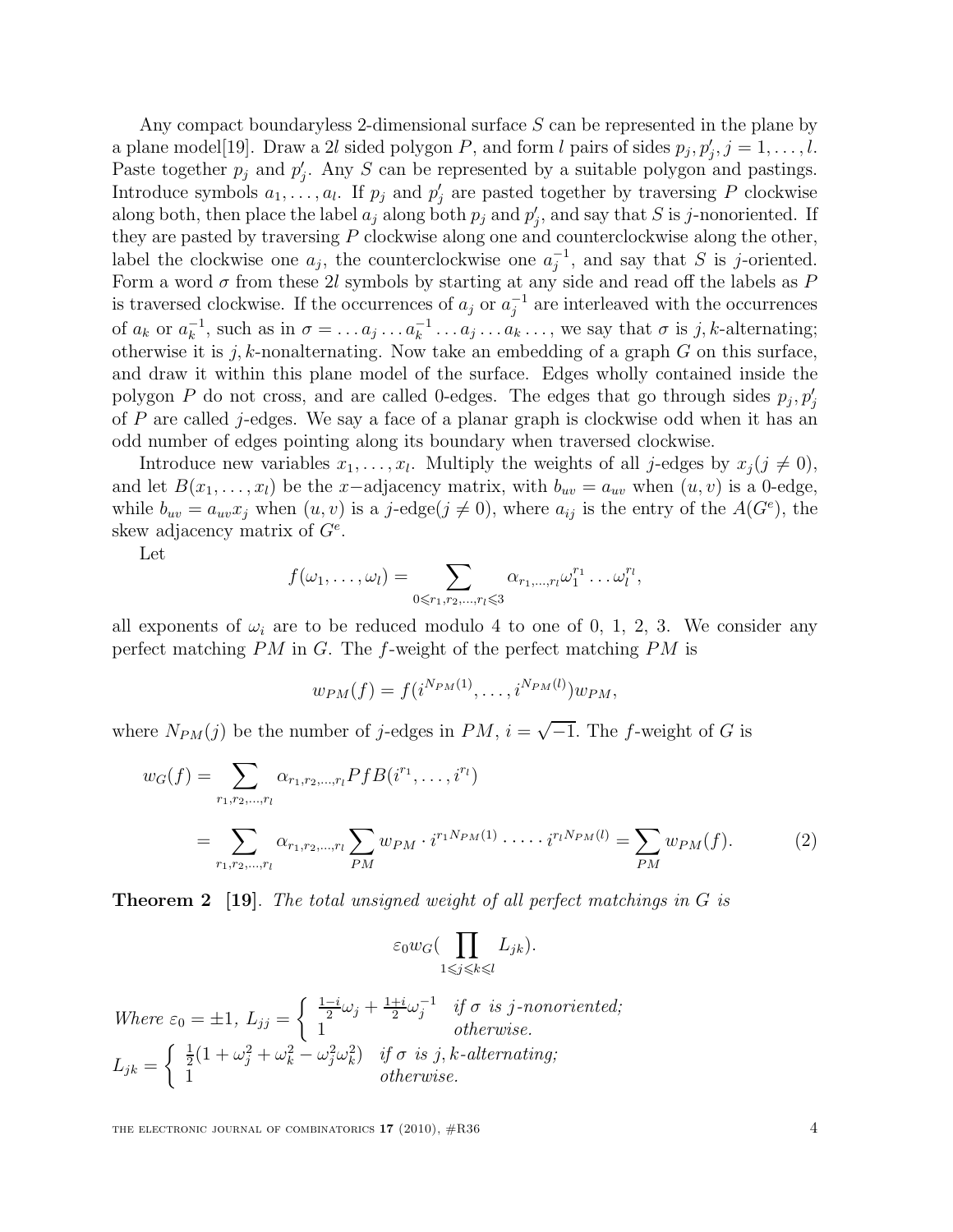Any compact boundaryless 2-dimensional surface $S$ can be represented in the plane by a plane model[19]. Draw a $2l$ sided polygon $P$, and form $l$ pairs of sides $p_j, p'_j, j = 1, \ldots, l$. Paste together $p_j$ and $p'_j$. Any $S$ can be represented by a suitable polygon and pastings. Introduce symbols $a_1, \ldots, a_l$. If $p_j$ and $p'_j$ are pasted together by traversing $P$ clockwise along both, then place the label $a_j$ along both $p_j$ and $p'_j$, and say that $S$ is $j$-nonoriented. If they are pasted by traversing $P$ clockwise along one and counterclockwise along the other, label the clockwise one $a_j$, the counterclockwise one $a_j^{-1}$, and say that $S$ is $j$-oriented. Form a word $\sigma$ from these $2l$ symbols by starting at any side and read off the labels as $P$ is traversed clockwise. If the occurrences of $a_j$ or $a_j^{-1}$ are interleaved with the occurrences of $a_k$ or $a_k^{-1}$, such as in $\sigma = \ldots a_j \ldots a_k^{-1} \ldots a_j \ldots a_k \ldots$, we say that $\sigma$ is $j,k$-alternating; otherwise it is $j,k$-nonalternating. Now take an embedding of a graph $G$ on this surface, and draw it within this plane model of the surface. Edges wholly contained inside the polygon $P$ do not cross, and are called 0-edges. The edges that go through sides $p_j, p'_j$ of $P$ are called $j$-edges. We say a face of a planar graph is clockwise odd when it has an odd number of edges pointing along its boundary when traversed clockwise.

Introduce new variables $x_1, \ldots, x_l$. Multiply the weights of all $j$-edges by $x_j (j \neq 0)$, and let $B(x_1, \ldots, x_l)$ be the $x-$adjacency matrix, with $b_{uv} = a_{uv}$ when $(u, v)$ is a 0-edge, while $b_{uv} = a_{uv}x_j$ when $(u, v)$ is a $j$-edge($j \neq 0$), where $a_{ij}$ is the entry of the $A(G^e)$, the skew adjacency matrix of $G^e$.

Let

$$f(\omega_1, \ldots, \omega_l) = \sum_{0 \leqslant r_1, r_2, \ldots, r_l \leqslant 3} \alpha_{r_1, \ldots, r_l} \omega_1^{r_1} \ldots \omega_l^{r_l},$$

all exponents of $\omega_i$ are to be reduced modulo 4 to one of 0, 1, 2, 3. We consider any perfect matching $PM$ in $G$. The $f$-weight of the perfect matching $PM$ is

$$w_{PM}(f) = f(i^{N_{PM}(1)}, \ldots, i^{N_{PM}(l)}) w_{PM},$$

where $N_{PM}(j)$ be the number of $j$-edges in $PM$, $i = \sqrt{-1}$. The $f$-weight of $G$ is

$$\begin{aligned} w_G(f) &= \sum_{r_1, r_2, \ldots, r_l} \alpha_{r_1, r_2, \ldots, r_l} PfB(i^{r_1}, \ldots, i^{r_l}) \\ &= \sum_{r_1, r_2, \ldots, r_l} \alpha_{r_1, r_2, \ldots, r_l} \sum_{PM} w_{PM} \cdot i^{r_1 N_{PM}(1)} \cdot \cdots \cdot i^{r_l N_{PM}(l)} = \sum_{PM} w_{PM}(f). \end{aligned} \tag{2}$$

**Theorem 2** **[19]**. *The total unsigned weight of all perfect matchings in $G$ is*

$$\varepsilon_0 w_G(\prod_{1 \leqslant j \leqslant k \leqslant l} L_{jk}).$$

*Where* $\varepsilon_0 = \pm 1$, $L_{jj} = \begin{cases} \frac{1-i}{2}\omega_j + \frac{1+i}{2}\omega_j^{-1} & \textit{if } \sigma \textit{ is } j\textit{-nonoriented;} \\ 1 & \textit{otherwise.} \end{cases}$

$L_{jk} = \begin{cases} \frac{1}{2}(1 + \omega_j^2 + \omega_k^2 - \omega_j^2\omega_k^2) & \textit{if } \sigma \textit{ is } j,k\textit{-alternating;} \\ 1 & \textit{otherwise.} \end{cases}$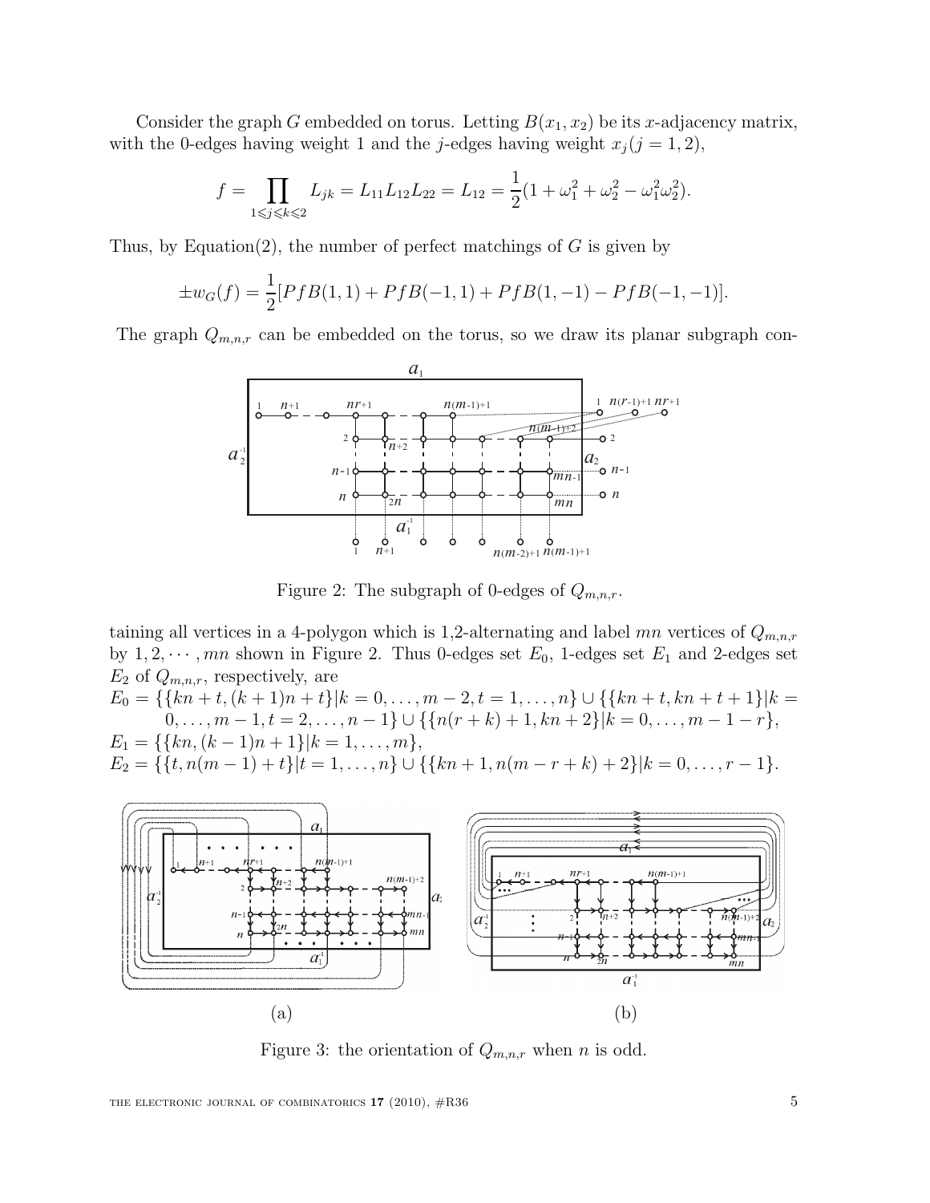Consider the graph $G$ embedded on torus. Letting $B(x_1, x_2)$ be its $x$-adjacency matrix, with the 0-edges having weight 1 and the $j$-edges having weight $x_j (j = 1, 2)$,

$$f = \prod_{1 \leqslant j \leqslant k \leqslant 2} L_{jk} = L_{11}L_{12}L_{22} = L_{12} = \frac{1}{2}(1 + \omega_1^2 + \omega_2^2 - \omega_1^2\omega_2^2).$$

Thus, by Equation(2), the number of perfect matchings of $G$ is given by

$$\pm w_G(f) = \frac{1}{2}[PfB(1,1) + PfB(-1,1) + PfB(1,-1) - PfB(-1,-1)].$$

The graph $Q_{m,n,r}$ can be embedded on the torus, so we draw its planar subgraph containing all vertices in a 4-polygon which is 1,2-alternating and label $mn$ vertices of $Q_{m,n,r}$ by $1, 2, \cdots, mn$ shown in Figure 2. Thus 0-edges set $E_0$, 1-edges set $E_1$ and 2-edges set $E_2$ of $Q_{m,n,r}$, respectively, are

Figure 2: The subgraph of 0-edges of $Q_{m,n,r}$.

$E_0 = \{\{kn + t, (k+1)n + t\} | k = 0, \ldots, m-2, t = 1, \ldots, n\} \cup \{\{kn + t, kn + t + 1\} | k = 0, \ldots, m-1, t = 2, \ldots, n-1\} \cup \{\{n(r+k) + 1, kn + 2\} | k = 0, \ldots, m-1-r\}$,

$E_1 = \{\{kn, (k-1)n + 1\} | k = 1, \ldots, m\}$,

$E_2 = \{\{t, n(m-1) + t\} | t = 1, \ldots, n\} \cup \{\{kn + 1, n(m-r+k) + 2\} | k = 0, \ldots, r-1\}$.

(a) (b)

Figure 3: the orientation of $Q_{m,n,r}$ when $n$ is odd.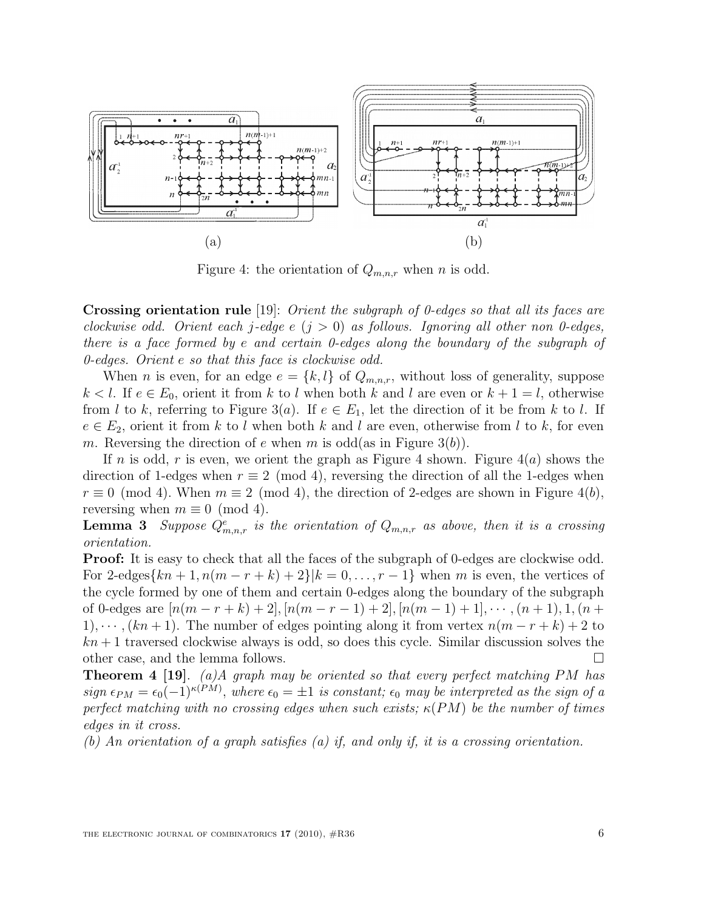(a) (b)

Figure 4: the orientation of $Q_{m,n,r}$ when $n$ is odd.

**Crossing orientation rule** [19]: *Orient the subgraph of 0-edges so that all its faces are clockwise odd. Orient each $j$-edge $e$ ($j > 0$) as follows. Ignoring all other non 0-edges, there is a face formed by $e$ and certain 0-edges along the boundary of the subgraph of 0-edges. Orient $e$ so that this face is clockwise odd.*

When $n$ is even, for an edge $e = \{k, l\}$ of $Q_{m,n,r}$, without loss of generality, suppose $k < l$. If $e \in E_0$, orient it from $k$ to $l$ when both $k$ and $l$ are even or $k + 1 = l$, otherwise from $l$ to $k$, referring to Figure 3($a$). If $e \in E_1$, let the direction of it be from $k$ to $l$. If $e \in E_2$, orient it from $k$ to $l$ when both $k$ and $l$ are even, otherwise from $l$ to $k$, for even $m$. Reversing the direction of $e$ when $m$ is odd(as in Figure 3($b$)).

If $n$ is odd, $r$ is even, we orient the graph as Figure 4 shown. Figure 4($a$) shows the direction of 1-edges when $r \equiv 2 \pmod 4$, reversing the direction of all the 1-edges when $r \equiv 0 \pmod 4$. When $m \equiv 2 \pmod 4$, the direction of 2-edges are shown in Figure 4($b$), reversing when $m \equiv 0 \pmod 4$.

**Lemma 3** *Suppose $Q^e_{m,n,r}$ is the orientation of $Q_{m,n,r}$ as above, then it is a crossing orientation.*

**Proof:** It is easy to check that all the faces of the subgraph of 0-edges are clockwise odd. For 2-edges$\{kn + 1, n(m - r + k) + 2\} | k = 0, \ldots, r - 1\}$ when $m$ is even, the vertices of the cycle formed by one of them and certain 0-edges along the boundary of the subgraph of 0-edges are $[n(m - r + k) + 2], [n(m - r - 1) + 2], [n(m - 1) + 1], \cdots, (n + 1), 1, (n + 1), \cdots, (kn + 1)$. The number of edges pointing along it from vertex $n(m - r + k) + 2$ to $kn + 1$ traversed clockwise always is odd, so does this cycle. Similar discussion solves the other case, and the lemma follows. $\square$

**Theorem 4 [19]**. *(a)A graph may be oriented so that every perfect matching $PM$ has sign $\epsilon_{PM} = \epsilon_0(-1)^{\kappa(PM)}$, where $\epsilon_0 = \pm 1$ is constant; $\epsilon_0$ may be interpreted as the sign of a perfect matching with no crossing edges when such exists; $\kappa(PM)$ be the number of times edges in it cross.*

*(b) An orientation of a graph satisfies (a) if, and only if, it is a crossing orientation.*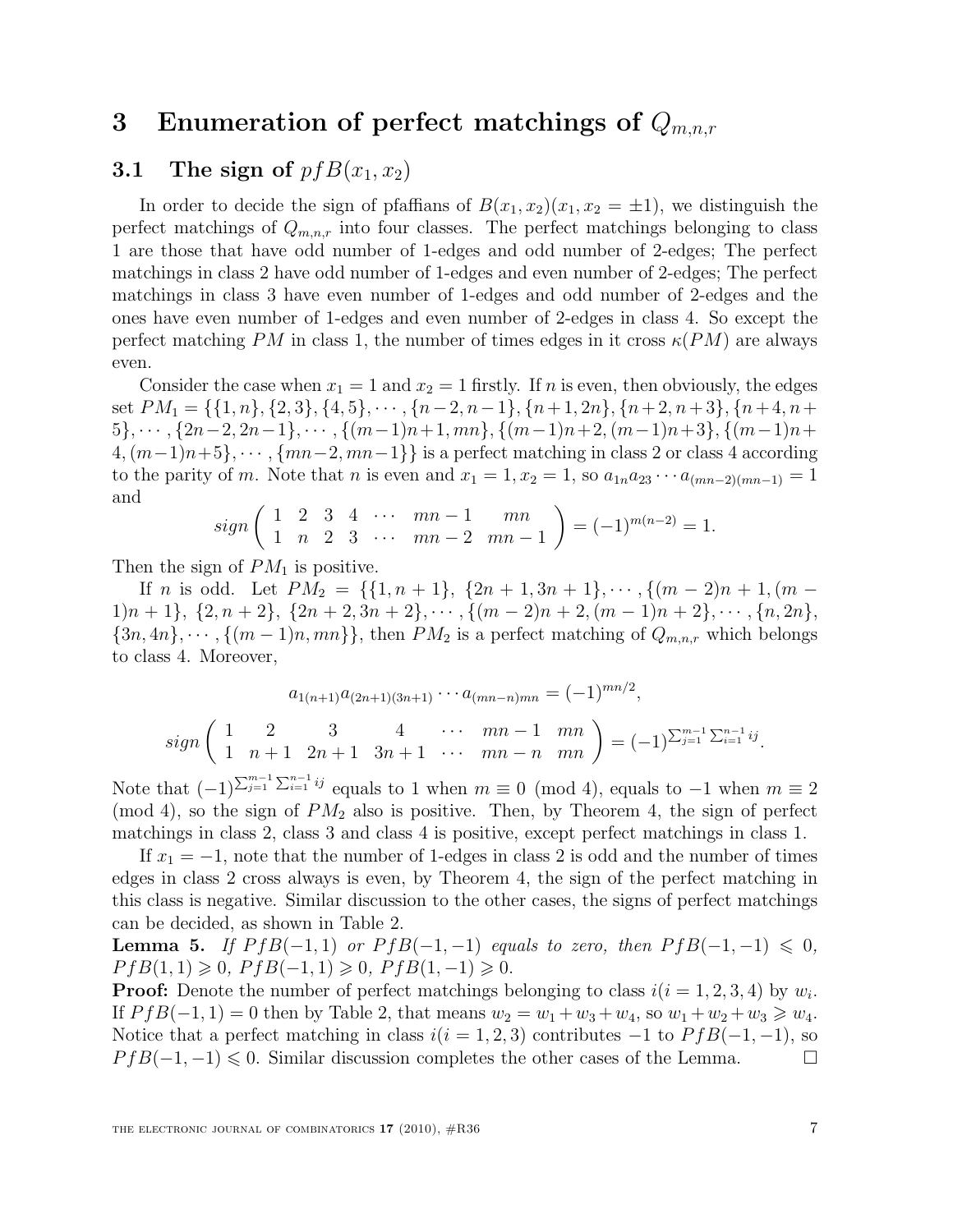# 3 Enumeration of perfect matchings of $Q_{m,n,r}$

## 3.1 The sign of $pfB(x_1, x_2)$

In order to decide the sign of pfaffians of $B(x_1, x_2)(x_1, x_2 = \pm 1)$, we distinguish the perfect matchings of $Q_{m,n,r}$ into four classes. The perfect matchings belonging to class 1 are those that have odd number of 1-edges and odd number of 2-edges; The perfect matchings in class 2 have odd number of 1-edges and even number of 2-edges; The perfect matchings in class 3 have even number of 1-edges and odd number of 2-edges and the ones have even number of 1-edges and even number of 2-edges in class 4. So except the perfect matching $PM$ in class 1, the number of times edges in it cross $\kappa(PM)$ are always even.

Consider the case when $x_1 = 1$ and $x_2 = 1$ firstly. If $n$ is even, then obviously, the edges set $PM_1 = \{\{1, n\}, \{2, 3\}, \{4, 5\}, \cdots, \{n-2, n-1\}, \{n+1, 2n\}, \{n+2, n+3\}, \{n+4, n+5\}, \cdots, \{2n-2, 2n-1\}, \cdots, \{(m-1)n+1, mn\}, \{(m-1)n+2, (m-1)n+3\}, \{(m-1)n+4, (m-1)n+5\}, \cdots, \{mn-2, mn-1\}\}$ is a perfect matching in class 2 or class 4 according to the parity of $m$. Note that $n$ is even and $x_1 = 1, x_2 = 1$, so $a_{1n}a_{23}\cdots a_{(mn-2)(mn-1)} = 1$ and

$$sign\begin{pmatrix} 1 & 2 & 3 & 4 & \cdots & mn-1 & mn \\ 1 & n & 2 & 3 & \cdots & mn-2 & mn-1 \end{pmatrix} = (-1)^{m(n-2)} = 1.$$

Then the sign of $PM_1$ is positive.

If $n$ is odd. Let $PM_2 = \{\{1, n+1\}, \{2n+1, 3n+1\}, \cdots, \{(m-2)n+1, (m-1)n+1\}, \{2, n+2\}, \{2n+2, 3n+2\}, \cdots, \{(m-2)n+2, (m-1)n+2\}, \cdots, \{n, 2n\}, \{3n, 4n\}, \cdots, \{(m-1)n, mn\}\}$, then $PM_2$ is a perfect matching of $Q_{m,n,r}$ which belongs to class 4. Moreover,

$$a_{1(n+1)}a_{(2n+1)(3n+1)}\cdots a_{(mn-n)mn} = (-1)^{mn/2},$$

$$sign\begin{pmatrix} 1 & 2 & 3 & 4 & \cdots & mn-1 & mn \\ 1 & n+1 & 2n+1 & 3n+1 & \cdots & mn-n & mn \end{pmatrix} = (-1)^{\sum_{j=1}^{m-1}\sum_{i=1}^{n-1} ij}.$$

Note that $(-1)^{\sum_{j=1}^{m-1}\sum_{i=1}^{n-1} ij}$ equals to 1 when $m \equiv 0 \pmod 4$, equals to $-1$ when $m \equiv 2 \pmod 4$, so the sign of $PM_2$ also is positive. Then, by Theorem 4, the sign of perfect matchings in class 2, class 3 and class 4 is positive, except perfect matchings in class 1.

If $x_1 = -1$, note that the number of 1-edges in class 2 is odd and the number of times edges in class 2 cross always is even, by Theorem 4, the sign of the perfect matching in this class is negative. Similar discussion to the other cases, the signs of perfect matchings can be decided, as shown in Table 2.

**Lemma 5.** *If $PfB(-1, 1)$ or $PfB(-1, -1)$ equals to zero, then $PfB(-1, -1) \leqslant 0$, $PfB(1, 1) \geqslant 0$, $PfB(-1, 1) \geqslant 0$, $PfB(1, -1) \geqslant 0$.*

**Proof:** Denote the number of perfect matchings belonging to class $i (i = 1, 2, 3, 4)$ by $w_i$. If $PfB(-1, 1) = 0$ then by Table 2, that means $w_2 = w_1 + w_3 + w_4$, so $w_1 + w_2 + w_3 \geqslant w_4$. Notice that a perfect matching in class $i (i = 1, 2, 3)$ contributes $-1$ to $PfB(-1, -1)$, so $PfB(-1, -1) \leqslant 0$. Similar discussion completes the other cases of the Lemma. $\square$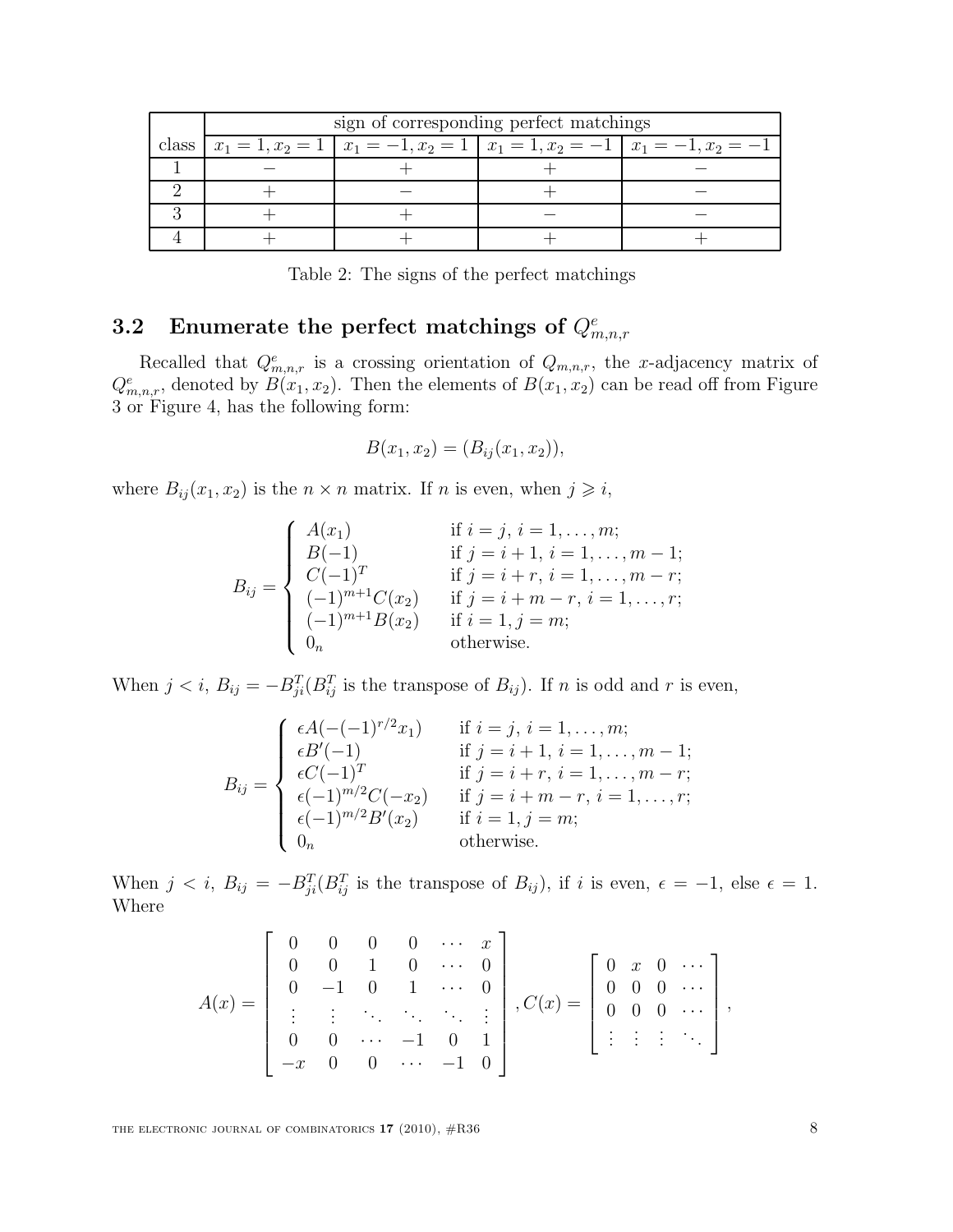| class | sign of corresponding perfect matchings | | | |
|---|---|---|---|---|
| | $x_1 = 1, x_2 = 1$ | $x_1 = -1, x_2 = 1$ | $x_1 = 1, x_2 = -1$ | $x_1 = -1, x_2 = -1$ |
| 1 | $-$ | $+$ | $+$ | $-$ |
| 2 | $+$ | $-$ | $+$ | $-$ |
| 3 | $+$ | $+$ | $-$ | $-$ |
| 4 | $+$ | $+$ | $+$ | $+$ |

Table 2: The signs of the perfect matchings

### 3.2 Enumerate the perfect matchings of $Q^e_{m,n,r}$

Recalled that $Q^e_{m,n,r}$ is a crossing orientation of $Q_{m,n,r}$, the $x$-adjacency matrix of $Q^e_{m,n,r}$, denoted by $B(x_1, x_2)$. Then the elements of $B(x_1, x_2)$ can be read off from Figure 3 or Figure 4, has the following form:

$$B(x_1, x_2) = (B_{ij}(x_1, x_2)),$$

where $B_{ij}(x_1, x_2)$ is the $n \times n$ matrix. If $n$ is even, when $j \geqslant i$,

$$B_{ij} = \begin{cases} A(x_1) & \text{if } i = j,\, i = 1, \ldots, m; \\ B(-1) & \text{if } j = i+1,\, i = 1, \ldots, m-1; \\ C(-1)^T & \text{if } j = i+r,\, i = 1, \ldots, m-r; \\ (-1)^{m+1}C(x_2) & \text{if } j = i+m-r,\, i = 1, \ldots, r; \\ (-1)^{m+1}B(x_2) & \text{if } i = 1, j = m; \\ 0_n & \text{otherwise.} \end{cases}$$

When $j < i$, $B_{ij} = -B^T_{ji}$($B^T_{ij}$ is the transpose of $B_{ij}$). If $n$ is odd and $r$ is even,

$$B_{ij} = \begin{cases} \epsilon A(-(-1)^{r/2}x_1) & \text{if } i = j,\, i = 1, \ldots, m; \\ \epsilon B'(-1) & \text{if } j = i+1,\, i = 1, \ldots, m-1; \\ \epsilon C(-1)^T & \text{if } j = i+r,\, i = 1, \ldots, m-r; \\ \epsilon(-1)^{m/2}C(-x_2) & \text{if } j = i+m-r,\, i = 1, \ldots, r; \\ \epsilon(-1)^{m/2}B'(x_2) & \text{if } i = 1, j = m; \\ 0_n & \text{otherwise.} \end{cases}$$

When $j < i$, $B_{ij} = -B^T_{ji}$($B^T_{ij}$ is the transpose of $B_{ij}$), if $i$ is even, $\epsilon = -1$, else $\epsilon = 1$. Where

$$A(x) = \begin{bmatrix} 0 & 0 & 0 & 0 & \cdots & x \\ 0 & 0 & 1 & 0 & \cdots & 0 \\ 0 & -1 & 0 & 1 & \cdots & 0 \\ \vdots & \vdots & \ddots & \ddots & \ddots & \vdots \\ 0 & 0 & \cdots & -1 & 0 & 1 \\ -x & 0 & 0 & \cdots & -1 & 0 \end{bmatrix}, C(x) = \begin{bmatrix} 0 & x & 0 & \cdots \\ 0 & 0 & 0 & \cdots \\ 0 & 0 & 0 & \cdots \\ \vdots & \vdots & \vdots & \ddots \end{bmatrix},$$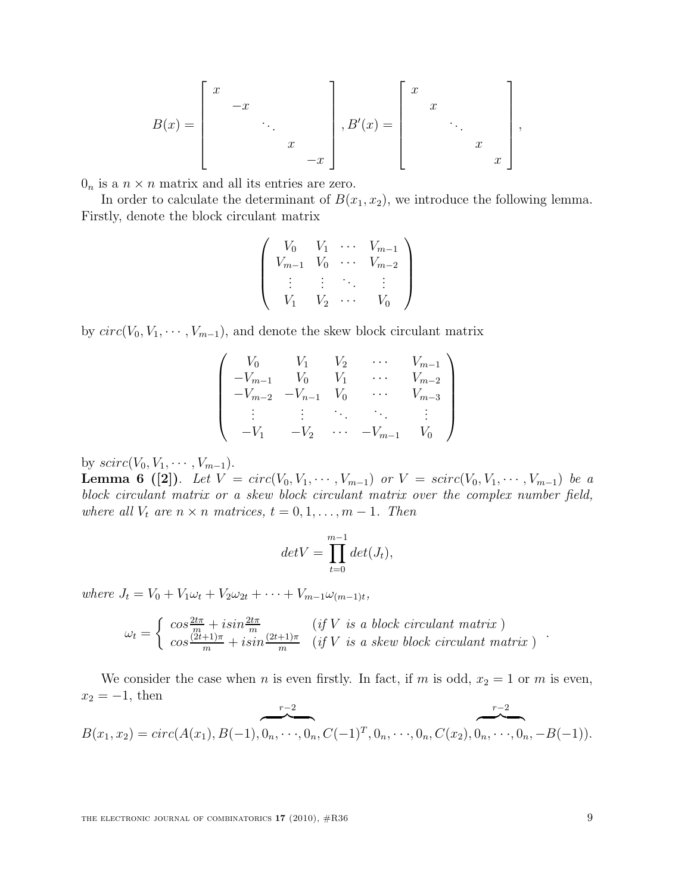$$B(x) = \begin{bmatrix} x & & & & \\ & -x & & & \\ & & \ddots & & \\ & & & x & \\ & & & & -x \end{bmatrix}, B'(x) = \begin{bmatrix} x & & & & \\ & x & & & \\ & & \ddots & & \\ & & & x & \\ & & & & x \end{bmatrix},$$

$0_n$ is a $n \times n$ matrix and all its entries are zero.

In order to calculate the determinant of $B(x_1, x_2)$, we introduce the following lemma. Firstly, denote the block circulant matrix

$$\begin{pmatrix} V_0 & V_1 & \cdots & V_{m-1} \\ V_{m-1} & V_0 & \cdots & V_{m-2} \\ \vdots & \vdots & \ddots & \vdots \\ V_1 & V_2 & \cdots & V_0 \end{pmatrix}$$

by $circ(V_0, V_1, \cdots, V_{m-1})$, and denote the skew block circulant matrix

$$\begin{pmatrix} V_0 & V_1 & V_2 & \cdots & V_{m-1} \\ -V_{m-1} & V_0 & V_1 & \cdots & V_{m-2} \\ -V_{m-2} & -V_{n-1} & V_0 & \cdots & V_{m-3} \\ \vdots & \vdots & \ddots & \ddots & \vdots \\ -V_1 & -V_2 & \cdots & -V_{m-1} & V_0 \end{pmatrix}$$

by $scirc(V_0, V_1, \cdots, V_{m-1})$.

**Lemma 6 ([2])**. *Let $V = circ(V_0, V_1, \cdots, V_{m-1})$ or $V = scirc(V_0, V_1, \cdots, V_{m-1})$ be a block circulant matrix or a skew block circulant matrix over the complex number field, where all $V_t$ are $n \times n$ matrices, $t = 0, 1, \ldots, m-1$. Then*

$$detV = \prod_{t=0}^{m-1} det(J_t),$$

*where $J_t = V_0 + V_1\omega_t + V_2\omega_{2t} + \cdots + V_{m-1}\omega_{(m-1)t}$,*

$$\omega_t = \begin{cases} cos\frac{2t\pi}{m} + isin\frac{2t\pi}{m} & (\textit{if } V \textit{ is a block circulant matrix }) \\ cos\frac{(2t+1)\pi}{m} + isin\frac{(2t+1)\pi}{m} & (\textit{if } V \textit{ is a skew block circulant matrix }) \end{cases}.$$

We consider the case when $n$ is even firstly. In fact, if $m$ is odd, $x_2 = 1$ or $m$ is even, $x_2 = -1$, then

$$B(x_1, x_2) = circ(A(x_1), B(-1), \overbrace{0_n, \cdots, 0_n}^{r-2}, C(-1)^T, 0_n, \cdots, 0_n, C(x_2), \overbrace{0_n, \cdots, 0_n}^{r-2}, -B(-1)).$$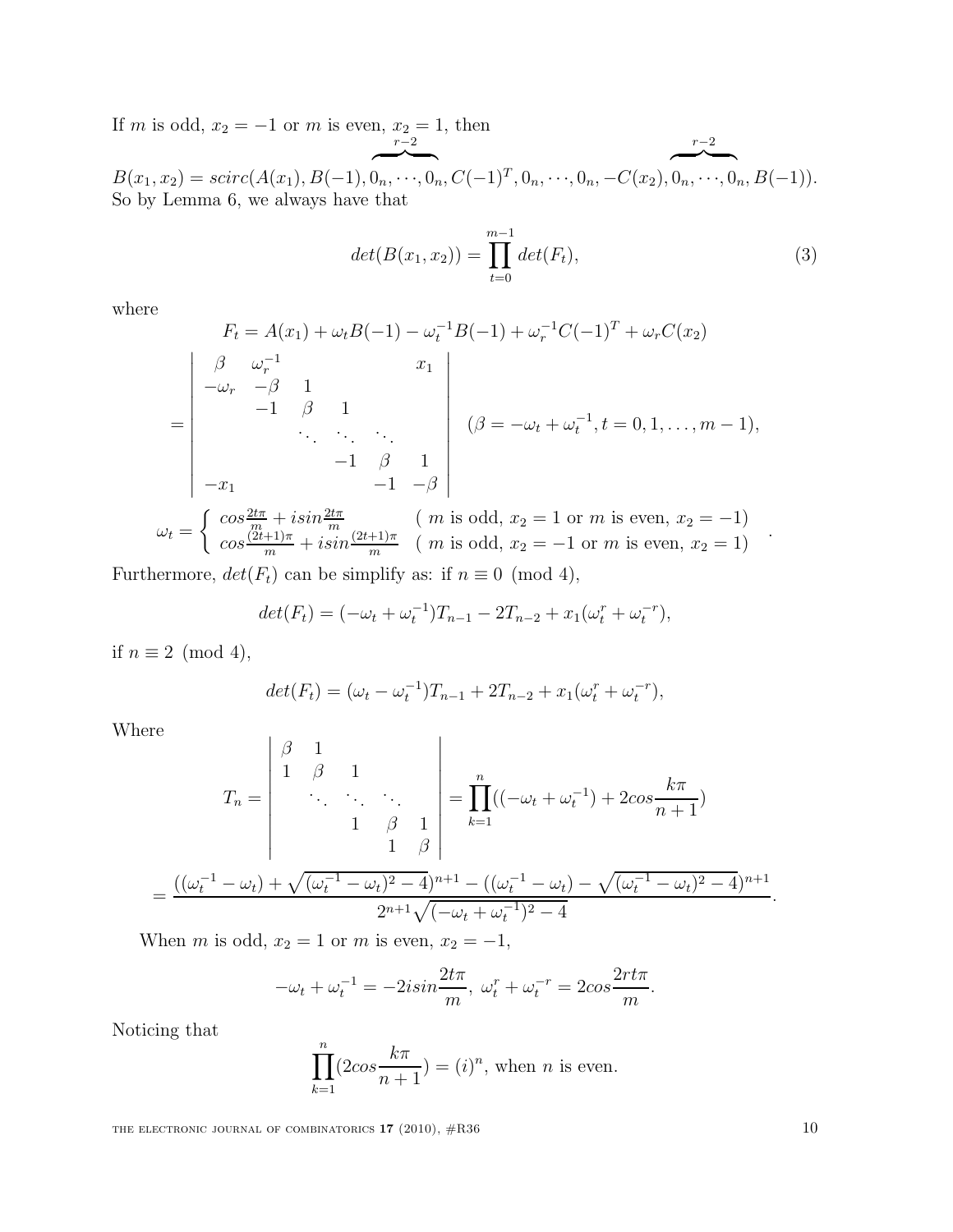If $m$ is odd, $x_2 = -1$ or $m$ is even, $x_2 = 1$, then

$B(x_1, x_2) = scirc(A(x_1), B(-1), \overbrace{0_n, \cdots, 0_n}^{r-2}, C(-1)^T, 0_n, \cdots, 0_n, -C(x_2), \overbrace{0_n, \cdots, 0_n}^{r-2}, B(-1))$.
So by Lemma 6, we always have that

$$det(B(x_1, x_2)) = \prod_{t=0}^{m-1} det(F_t), \tag{3}$$

where

$$F_t = A(x_1) + \omega_t B(-1) - \omega_t^{-1} B(-1) + \omega_r^{-1} C(-1)^T + \omega_r C(x_2)$$

$$= \begin{vmatrix} \beta & \omega_r^{-1} & & & & x_1 \\ -\omega_r & -\beta & 1 & & & \\ & -1 & \beta & 1 & & \\ & & \ddots & \ddots & \ddots & \\ & & & -1 & \beta & 1 \\ -x_1 & & & & -1 & -\beta \end{vmatrix} \quad (\beta = -\omega_t + \omega_t^{-1}, t = 0, 1, \ldots, m-1),$$

$$\omega_t = \begin{cases} cos\frac{2t\pi}{m} + isin\frac{2t\pi}{m} & (\ m \text{ is odd, } x_2 = 1 \text{ or } m \text{ is even, } x_2 = -1) \\ cos\frac{(2t+1)\pi}{m} + isin\frac{(2t+1)\pi}{m} & (\ m \text{ is odd, } x_2 = -1 \text{ or } m \text{ is even, } x_2 = 1) \end{cases}.$$

Furthermore, $det(F_t)$ can be simplify as: if $n \equiv 0 \pmod 4$,

$$det(F_t) = (-\omega_t + \omega_t^{-1})T_{n-1} - 2T_{n-2} + x_1(\omega_t^r + \omega_t^{-r}),$$

if $n \equiv 2 \pmod 4$,

$$det(F_t) = (\omega_t - \omega_t^{-1})T_{n-1} + 2T_{n-2} + x_1(\omega_t^r + \omega_t^{-r}),$$

Where

$$T_n = \begin{vmatrix} \beta & 1 & & & \\ 1 & \beta & 1 & & \\ & \ddots & \ddots & \ddots & \\ & & 1 & \beta & 1 \\ & & & 1 & \beta \end{vmatrix} = \prod_{k=1}^{n}((-\omega_t + \omega_t^{-1}) + 2cos\frac{k\pi}{n+1})$$

$$= \frac{((\omega_t^{-1} - \omega_t) + \sqrt{(\omega_t^{-1} - \omega_t)^2 - 4})^{n+1} - ((\omega_t^{-1} - \omega_t) - \sqrt{(\omega_t^{-1} - \omega_t)^2 - 4})^{n+1}}{2^{n+1}\sqrt{(-\omega_t + \omega_t^{-1})^2 - 4}}.$$

When $m$ is odd, $x_2 = 1$ or $m$ is even, $x_2 = -1$,

$$-\omega_t + \omega_t^{-1} = -2isin\frac{2t\pi}{m},\ \omega_t^r + \omega_t^{-r} = 2cos\frac{2rt\pi}{m}.$$

Noticing that

$$\prod_{k=1}^{n}(2cos\frac{k\pi}{n+1}) = (i)^n, \text{ when } n \text{ is even.}$$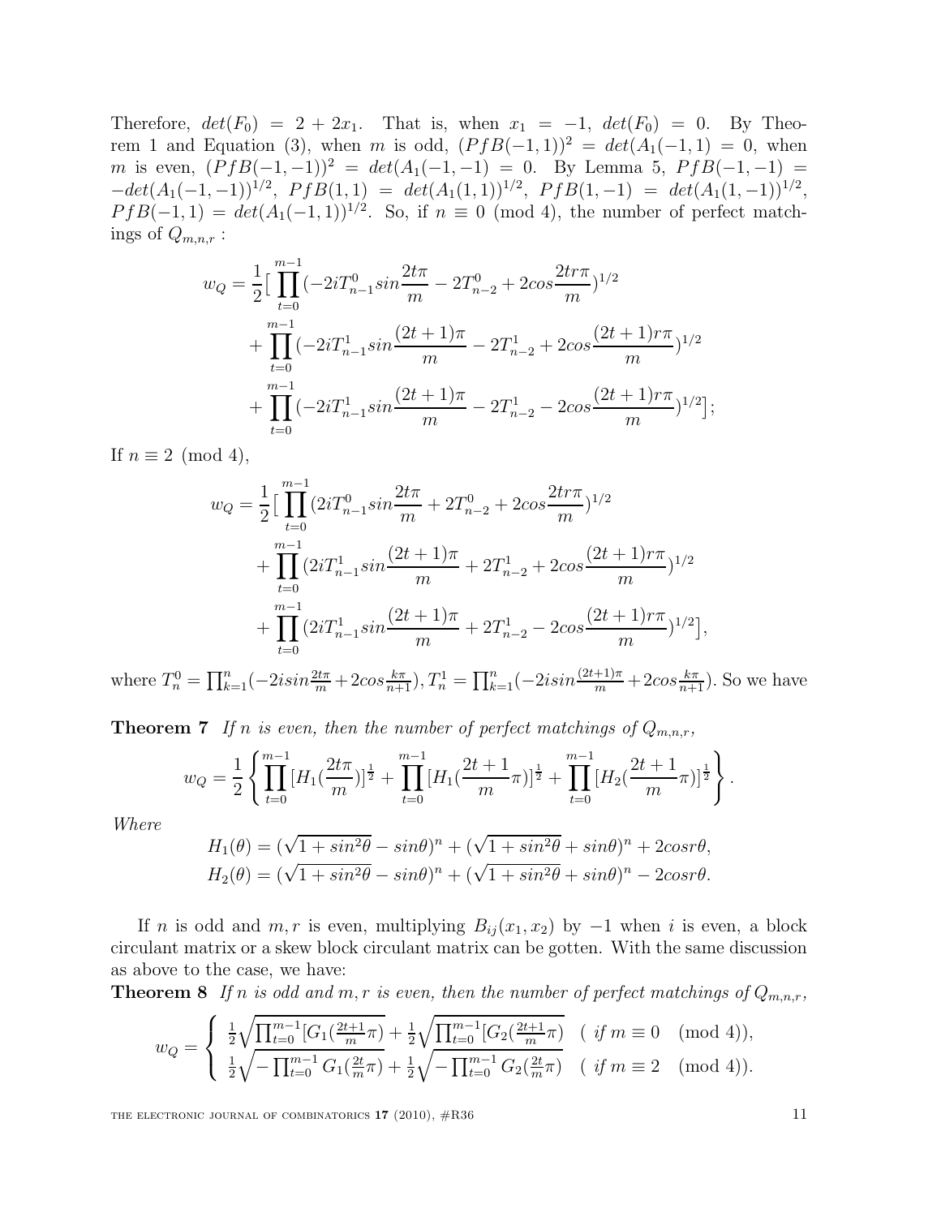Therefore, $det(F_0) = 2 + 2x_1$. That is, when $x_1 = -1$, $det(F_0) = 0$. By Theorem 1 and Equation (3), when $m$ is odd, $(PfB(-1,1))^2 = det(A_1(-1,1) = 0$, when $m$ is even, $(PfB(-1,-1))^2 = det(A_1(-1,-1) = 0$. By Lemma 5, $PfB(-1,-1) = -det(A_1(-1,-1))^{1/2}$, $PfB(1,1) = det(A_1(1,1))^{1/2}$, $PfB(1,-1) = det(A_1(1,-1))^{1/2}$, $PfB(-1,1) = det(A_1(-1,1))^{1/2}$. So, if $n \equiv 0 \pmod 4$, the number of perfect matchings of $Q_{m,n,r}$ :

$$
\begin{aligned}
w_Q = \frac{1}{2}\Big[ &\prod_{t=0}^{m-1}(-2iT_{n-1}^0 sin\frac{2t\pi}{m} - 2T_{n-2}^0 + 2cos\frac{2tr\pi}{m})^{1/2} \\
&+ \prod_{t=0}^{m-1}(-2iT_{n-1}^1 sin\frac{(2t+1)\pi}{m} - 2T_{n-2}^1 + 2cos\frac{(2t+1)r\pi}{m})^{1/2} \\
&+ \prod_{t=0}^{m-1}(-2iT_{n-1}^1 sin\frac{(2t+1)\pi}{m} - 2T_{n-2}^1 - 2cos\frac{(2t+1)r\pi}{m})^{1/2}\Big];
\end{aligned}
$$

If $n \equiv 2 \pmod 4$,

$$
\begin{aligned}
w_Q = \frac{1}{2}\Big[ &\prod_{t=0}^{m-1}(2iT_{n-1}^0 sin\frac{2t\pi}{m} + 2T_{n-2}^0 + 2cos\frac{2tr\pi}{m})^{1/2} \\
&+ \prod_{t=0}^{m-1}(2iT_{n-1}^1 sin\frac{(2t+1)\pi}{m} + 2T_{n-2}^1 + 2cos\frac{(2t+1)r\pi}{m})^{1/2} \\
&+ \prod_{t=0}^{m-1}(2iT_{n-1}^1 sin\frac{(2t+1)\pi}{m} + 2T_{n-2}^1 - 2cos\frac{(2t+1)r\pi}{m})^{1/2}\Big],
\end{aligned}
$$

where $T_n^0 = \prod_{k=1}^{n}(-2isin\frac{2t\pi}{m} + 2cos\frac{k\pi}{n+1})$, $T_n^1 = \prod_{k=1}^{n}(-2isin\frac{(2t+1)\pi}{m} + 2cos\frac{k\pi}{n+1})$. So we have

**Theorem 7** *If $n$ is even, then the number of perfect matchings of $Q_{m,n,r}$,*

$$
w_Q = \frac{1}{2}\left\{ \prod_{t=0}^{m-1}[H_1(\frac{2t\pi}{m})]^{\frac{1}{2}} + \prod_{t=0}^{m-1}[H_1(\frac{2t+1}{m}\pi)]^{\frac{1}{2}} + \prod_{t=0}^{m-1}[H_2(\frac{2t+1}{m}\pi)]^{\frac{1}{2}} \right\}.
$$

*Where*

$$
H_1(\theta) = (\sqrt{1+sin^2\theta} - sin\theta)^n + (\sqrt{1+sin^2\theta} + sin\theta)^n + 2cosr\theta,
$$
$$
H_2(\theta) = (\sqrt{1+sin^2\theta} - sin\theta)^n + (\sqrt{1+sin^2\theta} + sin\theta)^n - 2cosr\theta.
$$

If $n$ is odd and $m, r$ is even, multiplying $B_{ij}(x_1, x_2)$ by $-1$ when $i$ is even, a block circulant matrix or a skew block circulant matrix can be gotten. With the same discussion as above to the case, we have:

**Theorem 8** *If $n$ is odd and $m, r$ is even, then the number of perfect matchings of $Q_{m,n,r}$,*

$$
w_Q = \begin{cases} \frac{1}{2}\sqrt{\prod_{t=0}^{m-1}[G_1(\frac{2t+1}{m}\pi)} + \frac{1}{2}\sqrt{\prod_{t=0}^{m-1}[G_2(\frac{2t+1}{m}\pi)} & (\ if\ m \equiv 0 \pmod 4), \\ \frac{1}{2}\sqrt{-\prod_{t=0}^{m-1}G_1(\frac{2t}{m}\pi)} + \frac{1}{2}\sqrt{-\prod_{t=0}^{m-1}G_2(\frac{2t}{m}\pi)} & (\ if\ m \equiv 2 \pmod 4). \end{cases}
$$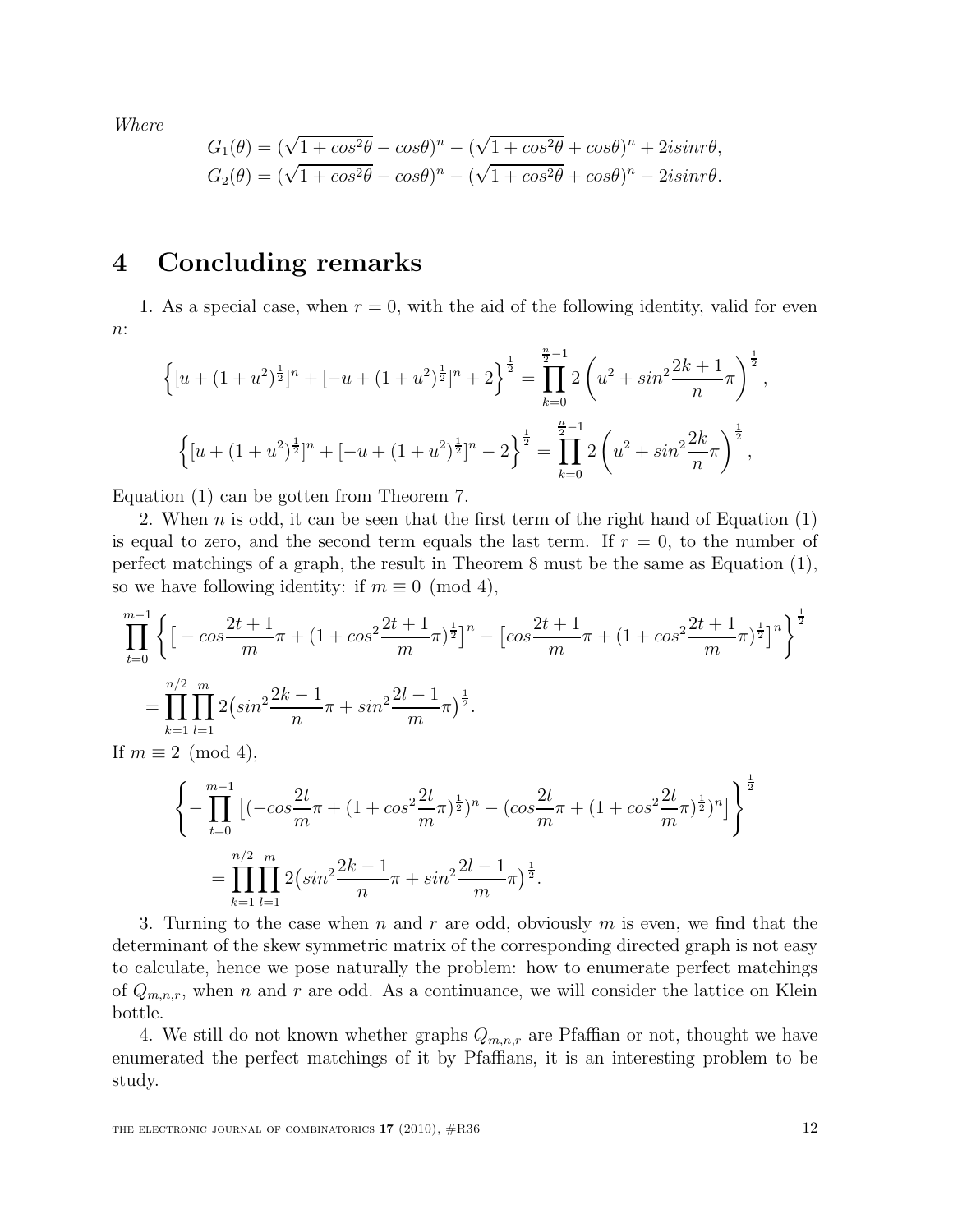*Where*

$$G_1(\theta) = (\sqrt{1+cos^2\theta} - cos\theta)^n - (\sqrt{1+cos^2\theta} + cos\theta)^n + 2isinr\theta,$$
$$G_2(\theta) = (\sqrt{1+cos^2\theta} - cos\theta)^n - (\sqrt{1+cos^2\theta} + cos\theta)^n - 2isinr\theta.$$

# 4 Concluding remarks

1. As a special case, when $r = 0$, with the aid of the following identity, valid for even $n$:

$$\left\{[u + (1+u^2)^{\frac{1}{2}}]^n + [-u + (1+u^2)^{\frac{1}{2}}]^n + 2\right\}^{\frac{1}{2}} = \prod_{k=0}^{\frac{n}{2}-1} 2\left(u^2 + sin^2\frac{2k+1}{n}\pi\right)^{\frac{1}{2}},$$

$$\left\{[u + (1+u^2)^{\frac{1}{2}}]^n + [-u + (1+u^2)^{\frac{1}{2}}]^n - 2\right\}^{\frac{1}{2}} = \prod_{k=0}^{\frac{n}{2}-1} 2\left(u^2 + sin^2\frac{2k}{n}\pi\right)^{\frac{1}{2}},$$

Equation (1) can be gotten from Theorem 7.

2. When $n$ is odd, it can be seen that the first term of the right hand of Equation (1) is equal to zero, and the second term equals the last term. If $r = 0$, to the number of perfect matchings of a graph, the result in Theorem 8 must be the same as Equation (1), so we have following identity: if $m \equiv 0 \pmod 4$,

$$\prod_{t=0}^{m-1}\left\{\left[-cos\frac{2t+1}{m}\pi + (1+cos^2\frac{2t+1}{m}\pi)^{\frac{1}{2}}\right]^n - \left[cos\frac{2t+1}{m}\pi + (1+cos^2\frac{2t+1}{m}\pi)^{\frac{1}{2}}\right]^n\right\}^{\frac{1}{2}}$$
$$= \prod_{k=1}^{n/2}\prod_{l=1}^{m} 2\left(sin^2\frac{2k-1}{n}\pi + sin^2\frac{2l-1}{m}\pi\right)^{\frac{1}{2}}.$$

If $m \equiv 2 \pmod 4$,

$$\left\{-\prod_{t=0}^{m-1}\left[(-cos\frac{2t}{m}\pi + (1+cos^2\frac{2t}{m}\pi)^{\frac{1}{2}})^n - (cos\frac{2t}{m}\pi + (1+cos^2\frac{2t}{m}\pi)^{\frac{1}{2}})^n\right]\right\}^{\frac{1}{2}}$$
$$= \prod_{k=1}^{n/2}\prod_{l=1}^{m} 2\left(sin^2\frac{2k-1}{n}\pi + sin^2\frac{2l-1}{m}\pi\right)^{\frac{1}{2}}.$$

3. Turning to the case when $n$ and $r$ are odd, obviously $m$ is even, we find that the determinant of the skew symmetric matrix of the corresponding directed graph is not easy to calculate, hence we pose naturally the problem: how to enumerate perfect matchings of $Q_{m,n,r}$, when $n$ and $r$ are odd. As a continuance, we will consider the lattice on Klein bottle.

4. We still do not known whether graphs $Q_{m,n,r}$ are Pfaffian or not, thought we have enumerated the perfect matchings of it by Pfaffians, it is an interesting problem to be study.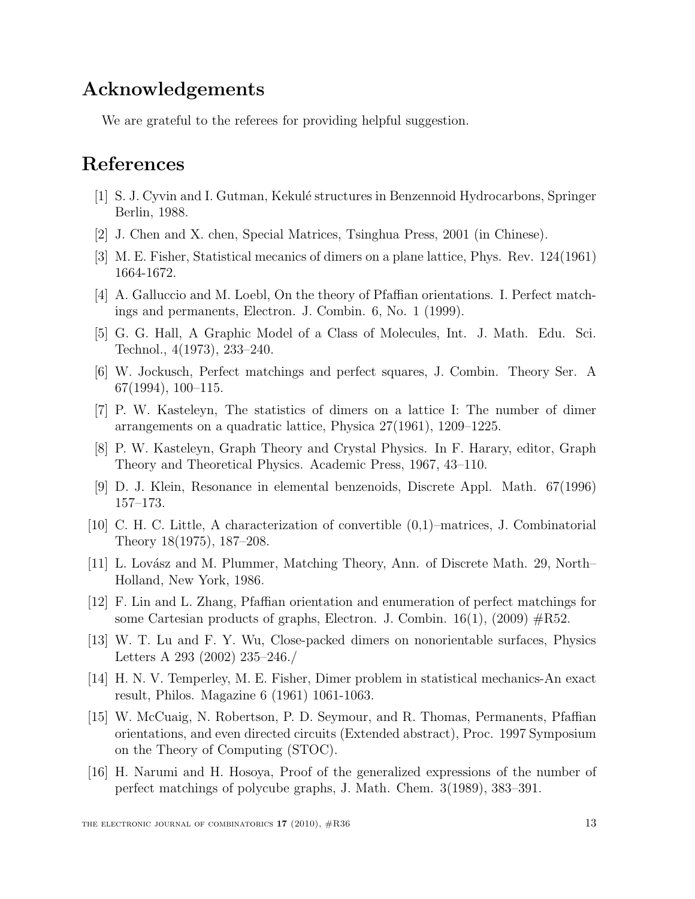## Acknowledgements

We are grateful to the referees for providing helpful suggestion.

## References

[1] S. J. Cyvin and I. Gutman, Kekulé structures in Benzennoid Hydrocarbons, Springer Berlin, 1988.

[2] J. Chen and X. chen, Special Matrices, Tsinghua Press, 2001 (in Chinese).

[3] M. E. Fisher, Statistical mecanics of dimers on a plane lattice, Phys. Rev. 124(1961) 1664-1672.

[4] A. Galluccio and M. Loebl, On the theory of Pfaffian orientations. I. Perfect matchings and permanents, Electron. J. Combin. 6, No. 1 (1999).

[5] G. G. Hall, A Graphic Model of a Class of Molecules, Int. J. Math. Edu. Sci. Technol., 4(1973), 233–240.

[6] W. Jockusch, Perfect matchings and perfect squares, J. Combin. Theory Ser. A 67(1994), 100–115.

[7] P. W. Kasteleyn, The statistics of dimers on a lattice I: The number of dimer arrangements on a quadratic lattice, Physica 27(1961), 1209–1225.

[8] P. W. Kasteleyn, Graph Theory and Crystal Physics. In F. Harary, editor, Graph Theory and Theoretical Physics. Academic Press, 1967, 43–110.

[9] D. J. Klein, Resonance in elemental benzenoids, Discrete Appl. Math. 67(1996) 157–173.

[10] C. H. C. Little, A characterization of convertible (0,1)–matrices, J. Combinatorial Theory 18(1975), 187–208.

[11] L. Lovász and M. Plummer, Matching Theory, Ann. of Discrete Math. 29, North–Holland, New York, 1986.

[12] F. Lin and L. Zhang, Pfaffian orientation and enumeration of perfect matchings for some Cartesian products of graphs, Electron. J. Combin. 16(1), (2009) #R52.

[13] W. T. Lu and F. Y. Wu, Close-packed dimers on nonorientable surfaces, Physics Letters A 293 (2002) 235–246./

[14] H. N. V. Temperley, M. E. Fisher, Dimer problem in statistical mechanics-An exact result, Philos. Magazine 6 (1961) 1061-1063.

[15] W. McCuaig, N. Robertson, P. D. Seymour, and R. Thomas, Permanents, Pfaffian orientations, and even directed circuits (Extended abstract), Proc. 1997 Symposium on the Theory of Computing (STOC).

[16] H. Narumi and H. Hosoya, Proof of the generalized expressions of the number of perfect matchings of polycube graphs, J. Math. Chem. 3(1989), 383–391.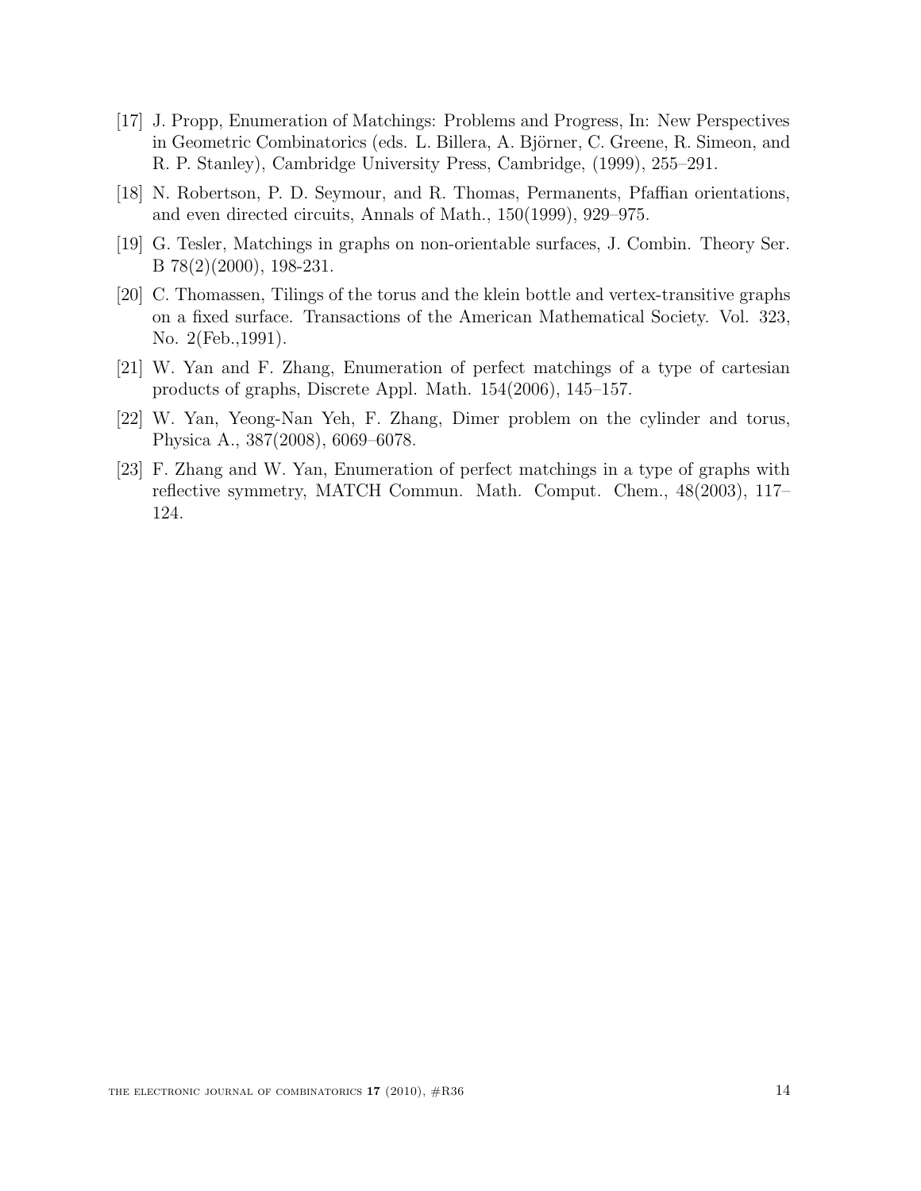[17] J. Propp, Enumeration of Matchings: Problems and Progress, In: New Perspectives in Geometric Combinatorics (eds. L. Billera, A. Björner, C. Greene, R. Simeon, and R. P. Stanley), Cambridge University Press, Cambridge, (1999), 255–291.

[18] N. Robertson, P. D. Seymour, and R. Thomas, Permanents, Pfaffian orientations, and even directed circuits, Annals of Math., 150(1999), 929–975.

[19] G. Tesler, Matchings in graphs on non-orientable surfaces, J. Combin. Theory Ser. B 78(2)(2000), 198-231.

[20] C. Thomassen, Tilings of the torus and the klein bottle and vertex-transitive graphs on a fixed surface. Transactions of the American Mathematical Society. Vol. 323, No. 2(Feb.,1991).

[21] W. Yan and F. Zhang, Enumeration of perfect matchings of a type of cartesian products of graphs, Discrete Appl. Math. 154(2006), 145–157.

[22] W. Yan, Yeong-Nan Yeh, F. Zhang, Dimer problem on the cylinder and torus, Physica A., 387(2008), 6069–6078.

[23] F. Zhang and W. Yan, Enumeration of perfect matchings in a type of graphs with reflective symmetry, MATCH Commun. Math. Comput. Chem., 48(2003), 117–124.